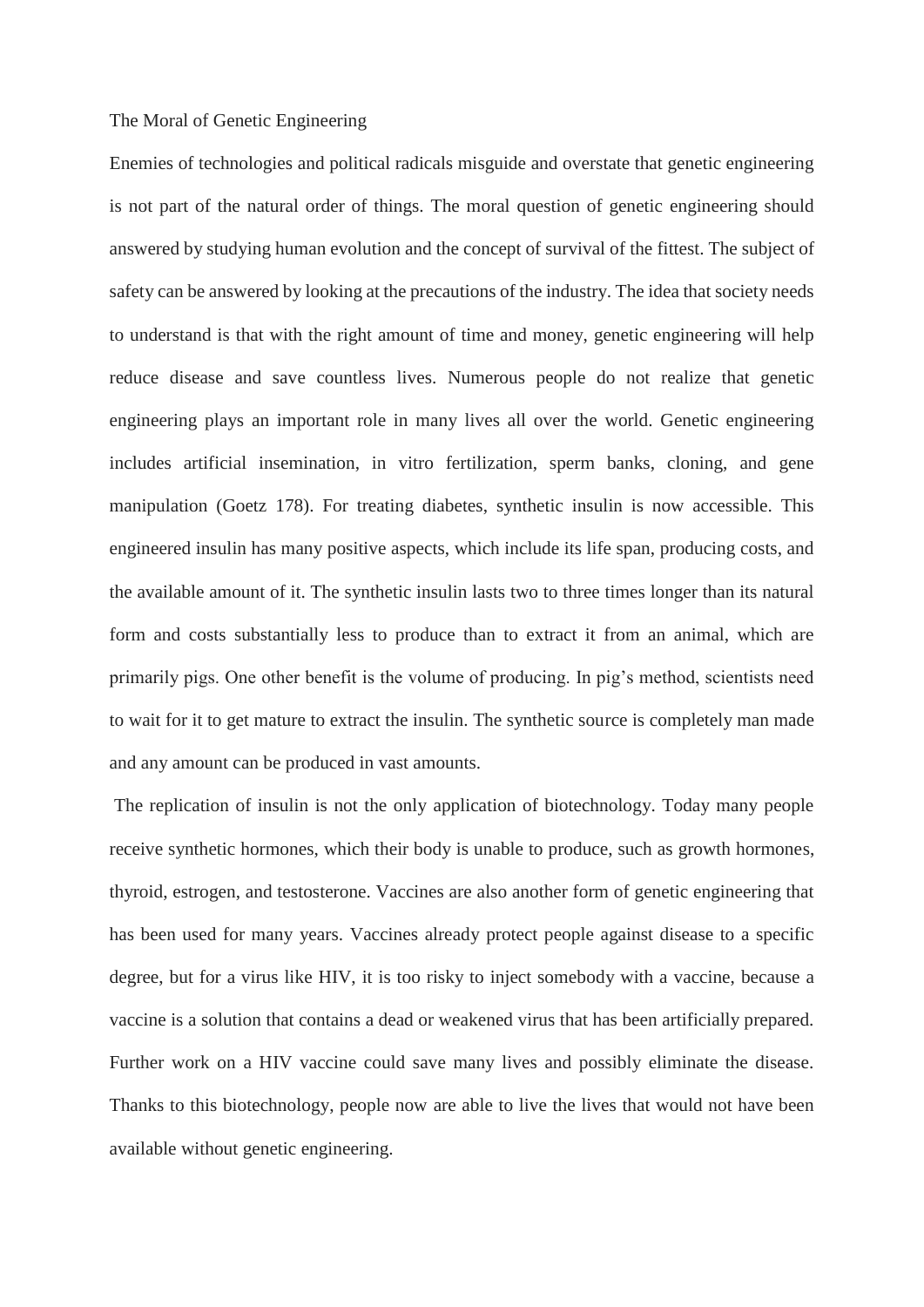# The Moral of Genetic Engineering

Enemies of technologies and political radicals misguide and overstate that genetic engineering is not part of the natural order of things. The moral question of genetic engineering should answered by studying human evolution and the concept of survival of the fittest. The subject of safety can be answered by looking at the precautions of the industry. The idea that society needs to understand is that with the right amount of time and money, genetic engineering will help reduce disease and save countless lives. Numerous people do not realize that genetic engineering plays an important role in many lives all over the world. Genetic engineering includes artificial insemination, in vitro fertilization, sperm banks, cloning, and gene manipulation (Goetz 178). For treating diabetes, synthetic insulin is now accessible. This engineered insulin has many positive aspects, which include its life span, producing costs, and the available amount of it. The synthetic insulin lasts two to three times longer than its natural form and costs substantially less to produce than to extract it from an animal, which are primarily pigs. One other benefit is the volume of producing. In pig's method, scientists need to wait for it to get mature to extract the insulin. The synthetic source is completely man made and any amount can be produced in vast amounts.

The replication of insulin is not the only application of biotechnology. Today many people receive synthetic hormones, which their body is unable to produce, such as growth hormones, thyroid, estrogen, and testosterone. Vaccines are also another form of genetic engineering that has been used for many years. Vaccines already protect people against disease to a specific degree, but for a virus like HIV, it is too risky to inject somebody with a vaccine, because a vaccine is a solution that contains a dead or weakened virus that has been artificially prepared. Further work on a HIV vaccine could save many lives and possibly eliminate the disease. Thanks to this biotechnology, people now are able to live the lives that would not have been available without genetic engineering.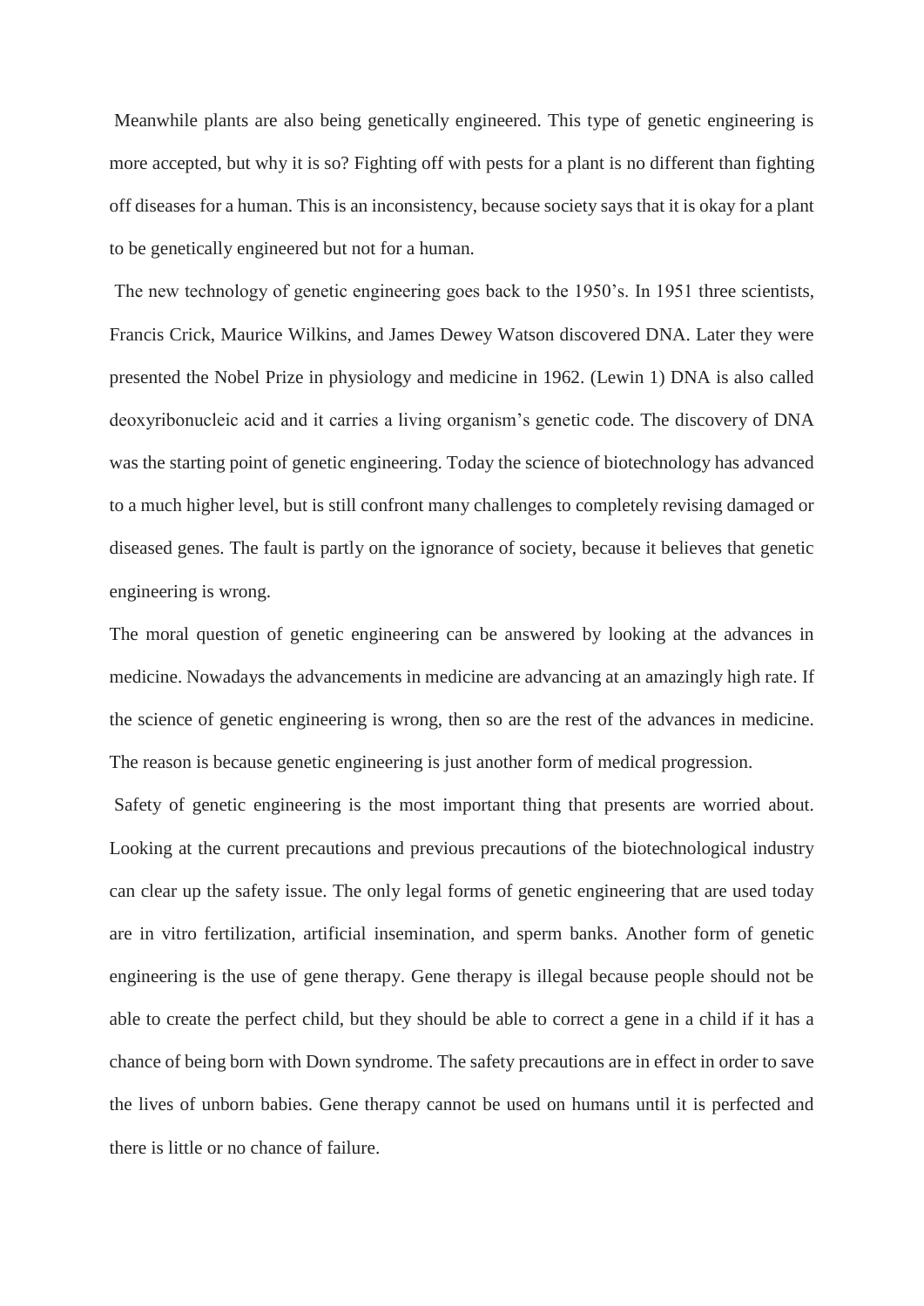Meanwhile plants are also being genetically engineered. This type of genetic engineering is more accepted, but why it is so? Fighting off with pests for a plant is no different than fighting off diseases for a human. This is an inconsistency, because society says that it is okay for a plant to be genetically engineered but not for a human.

The new technology of genetic engineering goes back to the 1950's. In 1951 three scientists, Francis Crick, Maurice Wilkins, and James Dewey Watson discovered DNA. Later they were presented the Nobel Prize in physiology and medicine in 1962. (Lewin 1) DNA is also called deoxyribonucleic acid and it carries a living organism's genetic code. The discovery of DNA was the starting point of genetic engineering. Today the science of biotechnology has advanced to a much higher level, but is still confront many challenges to completely revising damaged or diseased genes. The fault is partly on the ignorance of society, because it believes that genetic engineering is wrong.

The moral question of genetic engineering can be answered by looking at the advances in medicine. Nowadays the advancements in medicine are advancing at an amazingly high rate. If the science of genetic engineering is wrong, then so are the rest of the advances in medicine. The reason is because genetic engineering is just another form of medical progression.

Safety of genetic engineering is the most important thing that presents are worried about. Looking at the current precautions and previous precautions of the biotechnological industry can clear up the safety issue. The only legal forms of genetic engineering that are used today are in vitro fertilization, artificial insemination, and sperm banks. Another form of genetic engineering is the use of gene therapy. Gene therapy is illegal because people should not be able to create the perfect child, but they should be able to correct a gene in a child if it has a chance of being born with Down syndrome. The safety precautions are in effect in order to save the lives of unborn babies. Gene therapy cannot be used on humans until it is perfected and there is little or no chance of failure.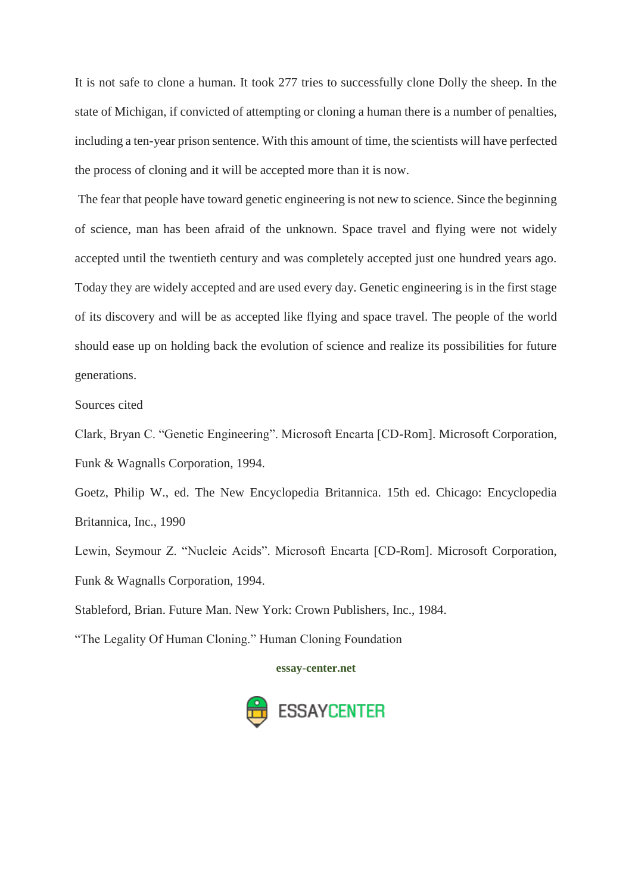It is not safe to clone a human. It took 277 tries to successfully clone Dolly the sheep. In the state of Michigan, if convicted of attempting or cloning a human there is a number of penalties, including a ten-year prison sentence. With this amount of time, the scientists will have perfected the process of cloning and it will be accepted more than it is now.

The fear that people have toward genetic engineering is not new to science. Since the beginning of science, man has been afraid of the unknown. Space travel and flying were not widely accepted until the twentieth century and was completely accepted just one hundred years ago. Today they are widely accepted and are used every day. Genetic engineering is in the first stage of its discovery and will be as accepted like flying and space travel. The people of the world should ease up on holding back the evolution of science and realize its possibilities for future generations.

Sources cited

Clark, Bryan C. "Genetic Engineering". Microsoft Encarta [CD-Rom]. Microsoft Corporation, Funk & Wagnalls Corporation, 1994.

Goetz, Philip W., ed. The New Encyclopedia Britannica. 15th ed. Chicago: Encyclopedia Britannica, Inc., 1990

Lewin, Seymour Z. "Nucleic Acids". Microsoft Encarta [CD-Rom]. Microsoft Corporation, Funk & Wagnalls Corporation, 1994.

Stableford, Brian. Future Man. New York: Crown Publishers, Inc., 1984.

"The Legality Of Human Cloning." Human Cloning Foundation